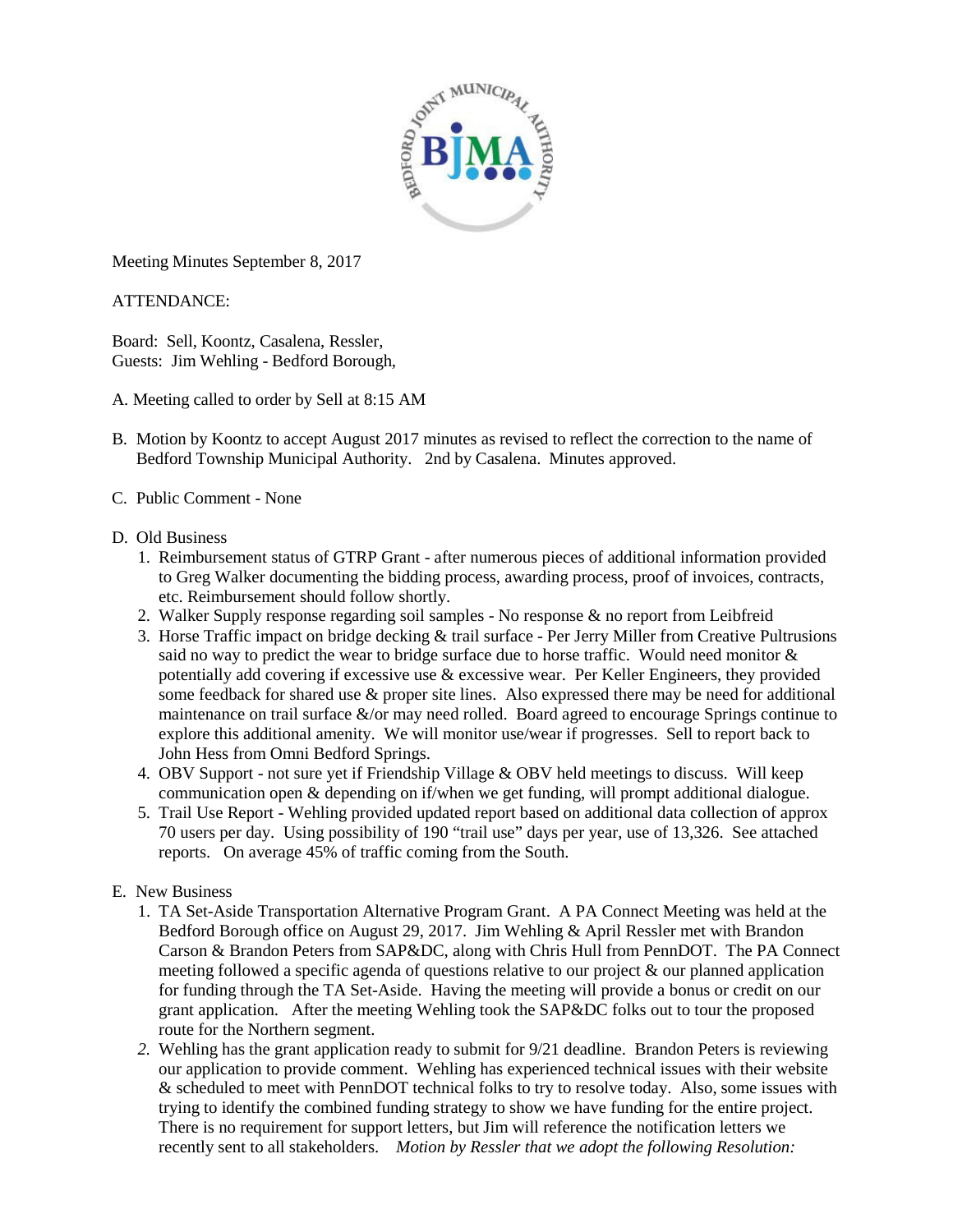Meeting Minutes September 8, 2017

ATTENDANCE:

Board: Sell, Koontz, Casalena, Ressler,
Guests: Jim Wehling - Bedford Borough,

A. Meeting called to order by Sell at 8:15 AM

B. Motion by Koontz to accept August 2017 minutes as revised to reflect the correction to the name of Bedford Township Municipal Authority. 2nd by Casalena. Minutes approved.

C. Public Comment - None

D. Old Business
   1. Reimbursement status of GTRP Grant - after numerous pieces of additional information provided to Greg Walker documenting the bidding process, awarding process, proof of invoices, contracts, etc. Reimbursement should follow shortly.
   2. Walker Supply response regarding soil samples - No response & no report from Leibfreid
   3. Horse Traffic impact on bridge decking & trail surface - Per Jerry Miller from Creative Pultrusions said no way to predict the wear to bridge surface due to horse traffic. Would need monitor & potentially add covering if excessive use & excessive wear. Per Keller Engineers, they provided some feedback for shared use & proper site lines. Also expressed there may be need for additional maintenance on trail surface &/or may need rolled. Board agreed to encourage Springs continue to explore this additional amenity. We will monitor use/wear if progresses. Sell to report back to John Hess from Omni Bedford Springs.
   4. OBV Support - not sure yet if Friendship Village & OBV held meetings to discuss. Will keep communication open & depending on if/when we get funding, will prompt additional dialogue.
   5. Trail Use Report - Wehling provided updated report based on additional data collection of approx 70 users per day. Using possibility of 190 "trail use" days per year, use of 13,326. See attached reports. On average 45% of traffic coming from the South.

E. New Business
   1. TA Set-Aside Transportation Alternative Program Grant. A PA Connect Meeting was held at the Bedford Borough office on August 29, 2017. Jim Wehling & April Ressler met with Brandon Carson & Brandon Peters from SAP&DC, along with Chris Hull from PennDOT. The PA Connect meeting followed a specific agenda of questions relative to our project & our planned application for funding through the TA Set-Aside. Having the meeting will provide a bonus or credit on our grant application. After the meeting Wehling took the SAP&DC folks out to tour the proposed route for the Northern segment.
   2. Wehling has the grant application ready to submit for 9/21 deadline. Brandon Peters is reviewing our application to provide comment. Wehling has experienced technical issues with their website & scheduled to meet with PennDOT technical folks to try to resolve today. Also, some issues with trying to identify the combined funding strategy to show we have funding for the entire project. There is no requirement for support letters, but Jim will reference the notification letters we recently sent to all stakeholders. *Motion by Ressler that we adopt the following Resolution:*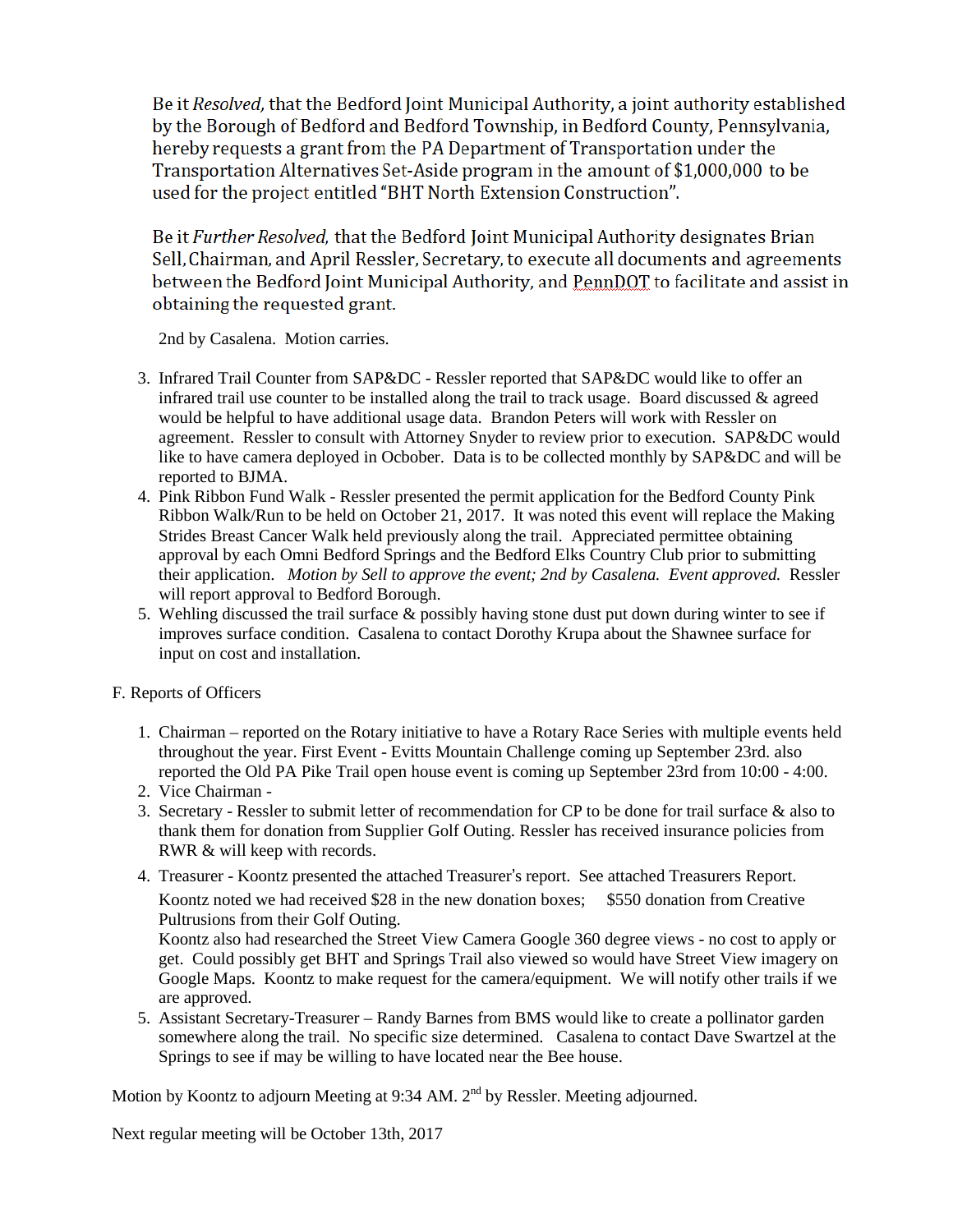Be it *Resolved,* that the Bedford Joint Municipal Authority, a joint authority established by the Borough of Bedford and Bedford Township, in Bedford County, Pennsylvania, hereby requests a grant from the PA Department of Transportation under the Transportation Alternatives Set-Aside program in the amount of $1,000,000 to be used for the project entitled "BHT North Extension Construction".

Be it *Further Resolved,* that the Bedford Joint Municipal Authority designates Brian Sell, Chairman, and April Ressler, Secretary, to execute all documents and agreements between the Bedford Joint Municipal Authority, and PennDOT to facilitate and assist in obtaining the requested grant.

2nd by Casalena. Motion carries.

3. Infrared Trail Counter from SAP&DC - Ressler reported that SAP&DC would like to offer an infrared trail use counter to be installed along the trail to track usage. Board discussed & agreed would be helpful to have additional usage data. Brandon Peters will work with Ressler on agreement. Ressler to consult with Attorney Snyder to review prior to execution. SAP&DC would like to have camera deployed in Ocbober. Data is to be collected monthly by SAP&DC and will be reported to BJMA.
4. Pink Ribbon Fund Walk - Ressler presented the permit application for the Bedford County Pink Ribbon Walk/Run to be held on October 21, 2017. It was noted this event will replace the Making Strides Breast Cancer Walk held previously along the trail. Appreciated permittee obtaining approval by each Omni Bedford Springs and the Bedford Elks Country Club prior to submitting their application. *Motion by Sell to approve the event; 2nd by Casalena. Event approved.* Ressler will report approval to Bedford Borough.
5. Wehling discussed the trail surface & possibly having stone dust put down during winter to see if improves surface condition. Casalena to contact Dorothy Krupa about the Shawnee surface for input on cost and installation.

F. Reports of Officers

1. Chairman – reported on the Rotary initiative to have a Rotary Race Series with multiple events held throughout the year. First Event - Evitts Mountain Challenge coming up September 23rd. also reported the Old PA Pike Trail open house event is coming up September 23rd from 10:00 - 4:00.
2. Vice Chairman -
3. Secretary - Ressler to submit letter of recommendation for CP to be done for trail surface & also to thank them for donation from Supplier Golf Outing. Ressler has received insurance policies from RWR & will keep with records.
4. Treasurer - Koontz presented the attached Treasurer's report. See attached Treasurers Report.
   Koontz noted we had received $28 in the new donation boxes; $550 donation from Creative Pultrusions from their Golf Outing.
   Koontz also had researched the Street View Camera Google 360 degree views - no cost to apply or get. Could possibly get BHT and Springs Trail also viewed so would have Street View imagery on Google Maps. Koontz to make request for the camera/equipment. We will notify other trails if we are approved.
5. Assistant Secretary-Treasurer – Randy Barnes from BMS would like to create a pollinator garden somewhere along the trail. No specific size determined. Casalena to contact Dave Swartzel at the Springs to see if may be willing to have located near the Bee house.

Motion by Koontz to adjourn Meeting at 9:34 AM. 2nd by Ressler. Meeting adjourned.

Next regular meeting will be October 13th, 2017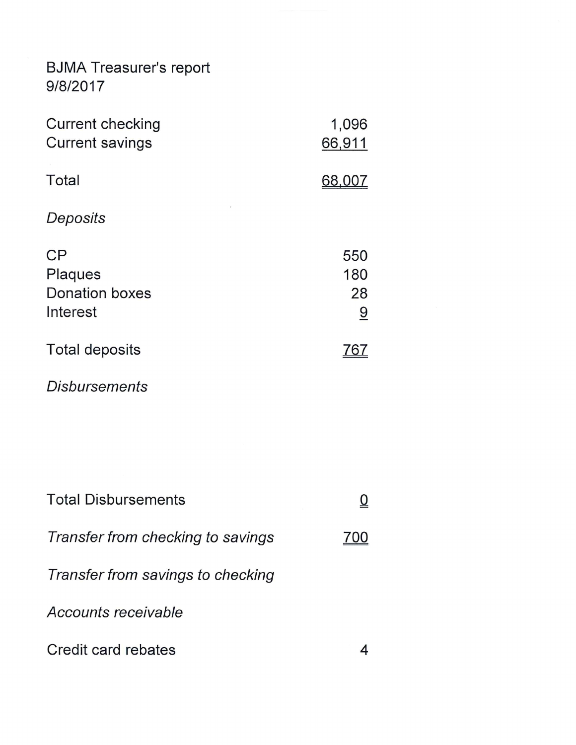BJMA Treasurer's report
9/8/2017

| | |
|---|---:|
| Current checking | 1,096 |
| Current savings | 66,911 |
| | |
| Total | 68,007 |

*Deposits*

| | |
|---|---:|
| CP | 550 |
| Plaques | 180 |
| Donation boxes | 28 |
| Interest | 9 |
| | |
| Total deposits | 767 |

*Disbursements*

| | |
|---|---:|
| Total Disbursements | 0 |

| | |
|---|---:|
| *Transfer from checking to savings* | 700 |
| *Transfer from savings to checking* | |

*Accounts receivable*

| | |
|---|---:|
| Credit card rebates | 4 |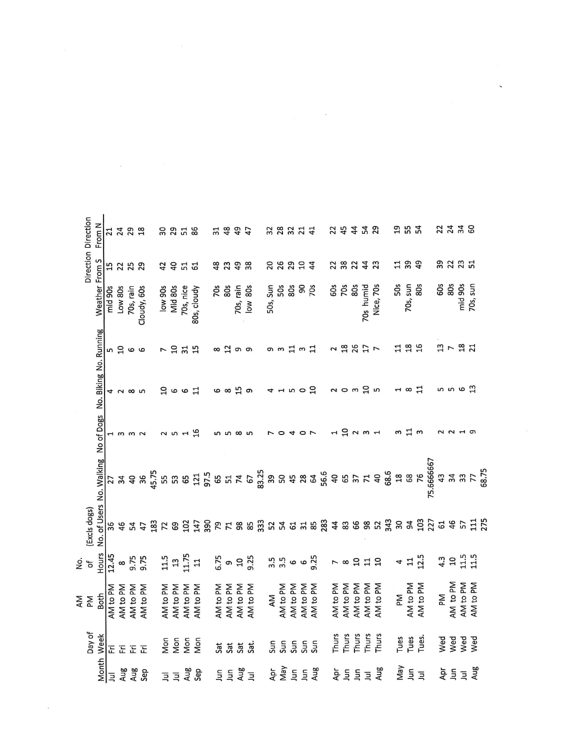| Month | Day of Week | AM PM Both | No. of Hours | (Excls dogs) No. of Users | No. Walking | No of Dogs | No. Biking | No. Running | Weather | Direction From S | Direction From N |
|---|---|---|---|---|---|---|---|---|---|---|---|
| Jul | Fri | AM to PM | 12.45 | 36 | 27 | 1 | 4 | 5 | mid 90s | 15 | 21 |
| Aug | Fri | AM to PM | 8 | 46 | 34 | 3 | 2 | 10 | Low 80s | 22 | 24 |
| Aug | Fri | AM to PM | 9.75 | 54 | 40 | 3 | 8 | 6 | 70s, rain | 25 | 29 |
| Sep | Fri | AM to PM | 9.75 | 47 | 36 | 2 | 5 | 6 | Cloudy, 60s | 29 | 18 |
| | | | | 183 | 45.75 | | | | | | |
| Jul | Mon | AM to PM | 11.5 | 72 | 55 | 2 | 10 | 7 | low 90s | 42 | 30 |
| Jul | Mon | AM to PM | 13 | 69 | 53 | 5 | 6 | 10 | Mid 80s | 40 | 29 |
| Aug | Mon | AM to PM | 11.75 | 102 | 65 | 1 | 6 | 31 | 70s, nice | 51 | 51 |
| Sep | Mon | AM to PM | 11 | 147 | 121 | 16 | 11 | 15 | 80s, cloudy | 61 | 86 |
| | | | | 390 | 97.5 | | | | | | |
| Jun | Sat | AM to PM | 6.75 | 79 | 65 | 5 | 6 | 8 | 70s | 48 | 31 |
| Jun | Sat | AM to PM | 9 | 71 | 51 | 5 | 8 | 12 | 80s | 23 | 48 |
| Aug | Sat | AM to PM | 10 | 98 | 74 | 8 | 15 | 9 | 70s, rain | 49 | 49 |
| Jul | Sat. | AM to PM | 9.25 | 85 | 67 | 5 | 9 | 9 | low 80s | 38 | 47 |
| | | | | 333 | 83.25 | | | | | | |
| Apr | Sun | AM | 3.5 | 52 | 39 | 7 | 4 | 9 | 50s, Sun | 20 | 32 |
| May | Sun | AM to PM | 3.5 | 54 | 50 | 0 | 1 | 3 | 50s | 26 | 28 |
| Jun | Sun | AM to PM | 6 | 61 | 45 | 4 | 5 | 11 | 80s | 29 | 32 |
| Jun | Sun | AM to PM | 6 | 31 | 28 | 0 | 0 | 3 | 90 | 10 | 21 |
| Aug | Sun | AM to PM | 9.25 | 85 | 64 | 7 | 10 | 11 | 70s | 44 | 41 |
| | | | | 283 | 56.6 | | | | | | |
| Apr | Thurs | AM to PM | 7 | 44 | 40 | 1 | 2 | 2 | 60s | 22 | 22 |
| Jun | Thurs | AM to PM | 8 | 83 | 65 | 10 | 0 | 18 | 70s | 38 | 45 |
| Jun | Thurs | AM to PM | 10 | 66 | 37 | 2 | 3 | 26 | 80s | 22 | 44 |
| Jul | Thurs | AM to PM | 11 | 98 | 71 | 3 | 10 | 17 | 70s humid | 44 | 54 |
| Aug | Thurs | AM to PM | 10 | 52 | 40 | 1 | 5 | 7 | Nice, 70s | 23 | 29 |
| | | | | 343 | 68.6 | | | | | | |
| May | Tues | PM | 4 | 30 | 18 | 3 | 1 | 11 | 50s | 11 | 19 |
| Jun | Tues | AM to PM | 11 | 94 | 68 | 11 | 8 | 18 | 70s, sun | 39 | 55 |
| Jul | Tues. | AM to PM | 12.5 | 103 | 76 | 3 | 11 | 16 | 80s | 49 | 54 |
| | | | | 227 | 75.666667 | | | | | | |
| Apr | Wed | PM | 4.3 | 61 | 43 | 2 | 5 | 13 | 60s | 39 | 22 |
| Jun | Wed | AM to PM | 10 | 46 | 34 | 2 | 5 | 7 | 80s | 22 | 24 |
| Jul | Wed | AM to PM | 11.5 | 57 | 33 | 1 | 6 | 18 | mid 90s | 23 | 34 |
| Aug | Wed | AM to PM | 11.5 | 111 | 77 | 9 | 13 | 21 | 70s, sun | 51 | 60 |
| | | | | 275 | 68.75 | | | | | | |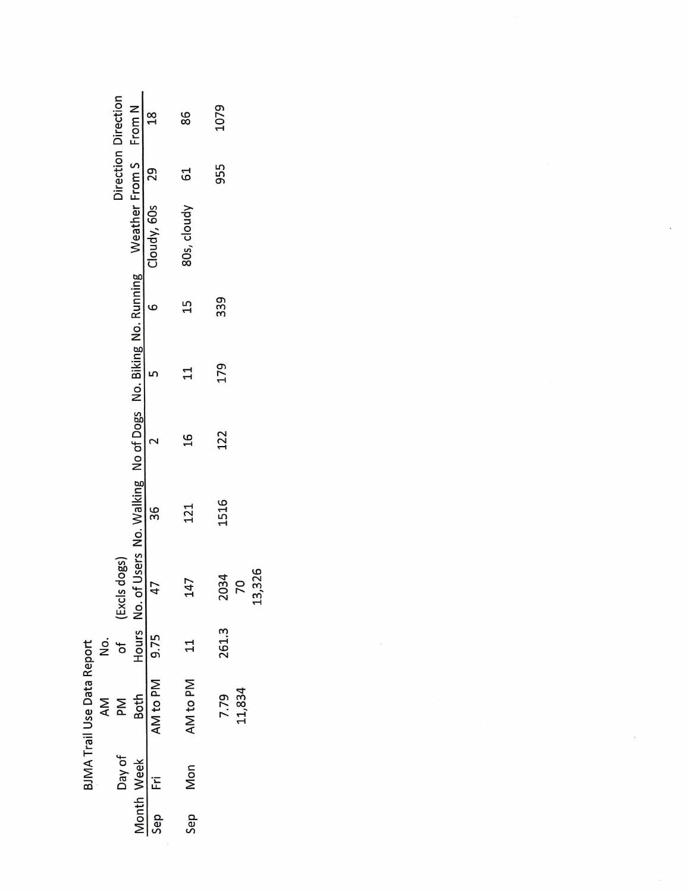# BJMA Trail Use Data Report

| Month | Day of Week | AM PM Both | No. of Hours | (Excls dogs) No. of Users | No. Walking | No of Dogs | No. Biking | No. Running | Weather | Direction From S | Direction From N |
|---|---|---|---|---|---|---|---|---|---|---|---|
| Sep | Fri | AM to PM | 9.75 | 47 | 36 | 2 | 5 | 6 | Cloudy, 60s | 29 | 18 |
| Sep | Mon | AM to PM | 11 | 147 | 121 | 16 | 11 | 15 | 80s, cloudy | 61 | 86 |
| | | 7.79 | 261.3 | 2034 | 1516 | 122 | 179 | 339 | | 955 | 1079 |
| | | 11,834 | | 70 | | | | | | | |
| | | | | 13,326 | | | | | | | |